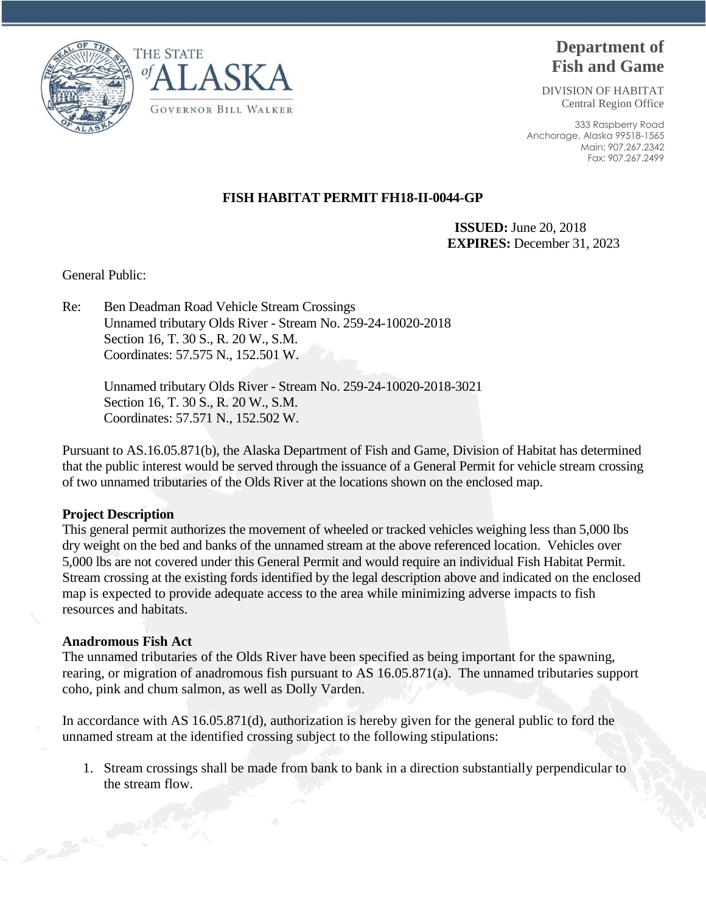THE STATE of ALASKA

GOVERNOR BILL WALKER

**Department of Fish and Game**

DIVISION OF HABITAT
Central Region Office

333 Raspberry Road
Anchorage, Alaska 99518-1565
Main: 907.267.2342
Fax: 907.267.2499

**FISH HABITAT PERMIT FH18-II-0044-GP**

**ISSUED:** June 20, 2018
**EXPIRES:** December 31, 2023

General Public:

Re: Ben Deadman Road Vehicle Stream Crossings
Unnamed tributary Olds River - Stream No. 259-24-10020-2018
Section 16, T. 30 S., R. 20 W., S.M.
Coordinates: 57.575 N., 152.501 W.

Unnamed tributary Olds River - Stream No. 259-24-10020-2018-3021
Section 16, T. 30 S., R. 20 W., S.M.
Coordinates: 57.571 N., 152.502 W.

Pursuant to AS.16.05.871(b), the Alaska Department of Fish and Game, Division of Habitat has determined that the public interest would be served through the issuance of a General Permit for vehicle stream crossing of two unnamed tributaries of the Olds River at the locations shown on the enclosed map.

**Project Description**
This general permit authorizes the movement of wheeled or tracked vehicles weighing less than 5,000 lbs dry weight on the bed and banks of the unnamed stream at the above referenced location. Vehicles over 5,000 lbs are not covered under this General Permit and would require an individual Fish Habitat Permit. Stream crossing at the existing fords identified by the legal description above and indicated on the enclosed map is expected to provide adequate access to the area while minimizing adverse impacts to fish resources and habitats.

**Anadromous Fish Act**
The unnamed tributaries of the Olds River have been specified as being important for the spawning, rearing, or migration of anadromous fish pursuant to AS 16.05.871(a). The unnamed tributaries support coho, pink and chum salmon, as well as Dolly Varden.

In accordance with AS 16.05.871(d), authorization is hereby given for the general public to ford the unnamed stream at the identified crossing subject to the following stipulations:

1. Stream crossings shall be made from bank to bank in a direction substantially perpendicular to the stream flow.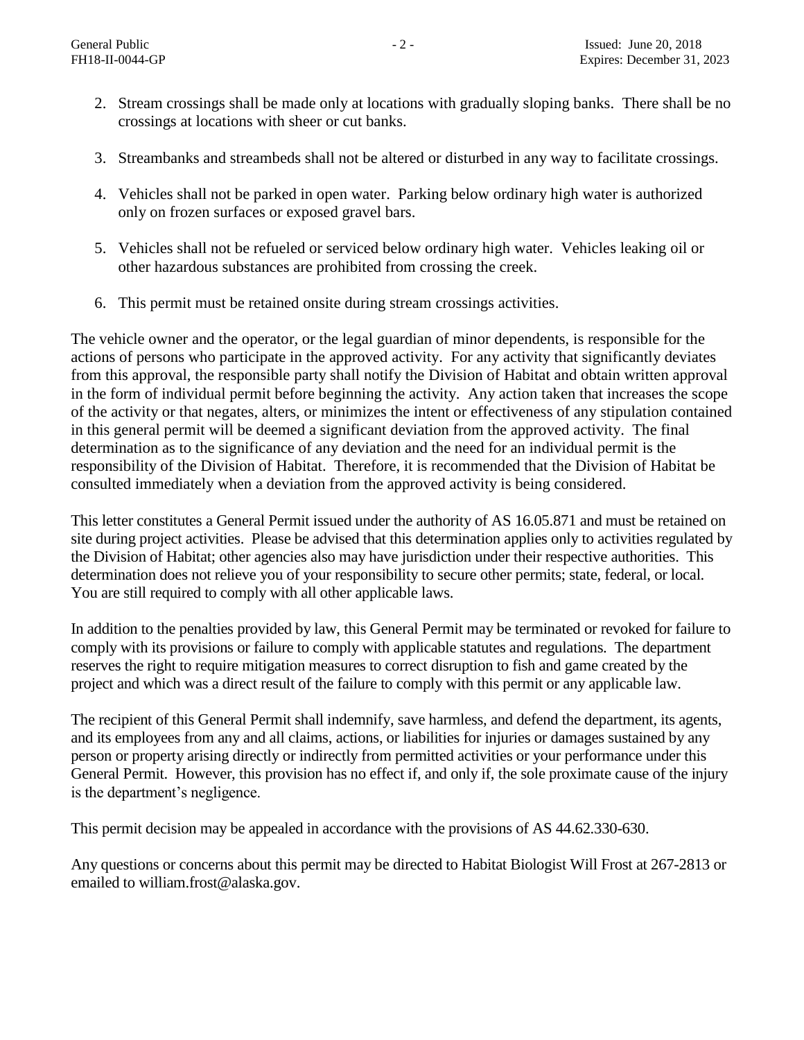2. Stream crossings shall be made only at locations with gradually sloping banks. There shall be no crossings at locations with sheer or cut banks.

3. Streambanks and streambeds shall not be altered or disturbed in any way to facilitate crossings.

4. Vehicles shall not be parked in open water. Parking below ordinary high water is authorized only on frozen surfaces or exposed gravel bars.

5. Vehicles shall not be refueled or serviced below ordinary high water. Vehicles leaking oil or other hazardous substances are prohibited from crossing the creek.

6. This permit must be retained onsite during stream crossings activities.

The vehicle owner and the operator, or the legal guardian of minor dependents, is responsible for the actions of persons who participate in the approved activity. For any activity that significantly deviates from this approval, the responsible party shall notify the Division of Habitat and obtain written approval in the form of individual permit before beginning the activity. Any action taken that increases the scope of the activity or that negates, alters, or minimizes the intent or effectiveness of any stipulation contained in this general permit will be deemed a significant deviation from the approved activity. The final determination as to the significance of any deviation and the need for an individual permit is the responsibility of the Division of Habitat. Therefore, it is recommended that the Division of Habitat be consulted immediately when a deviation from the approved activity is being considered.

This letter constitutes a General Permit issued under the authority of AS 16.05.871 and must be retained on site during project activities. Please be advised that this determination applies only to activities regulated by the Division of Habitat; other agencies also may have jurisdiction under their respective authorities. This determination does not relieve you of your responsibility to secure other permits; state, federal, or local. You are still required to comply with all other applicable laws.

In addition to the penalties provided by law, this General Permit may be terminated or revoked for failure to comply with its provisions or failure to comply with applicable statutes and regulations. The department reserves the right to require mitigation measures to correct disruption to fish and game created by the project and which was a direct result of the failure to comply with this permit or any applicable law.

The recipient of this General Permit shall indemnify, save harmless, and defend the department, its agents, and its employees from any and all claims, actions, or liabilities for injuries or damages sustained by any person or property arising directly or indirectly from permitted activities or your performance under this General Permit. However, this provision has no effect if, and only if, the sole proximate cause of the injury is the department's negligence.

This permit decision may be appealed in accordance with the provisions of AS 44.62.330-630.

Any questions or concerns about this permit may be directed to Habitat Biologist Will Frost at 267-2813 or emailed to william.frost@alaska.gov.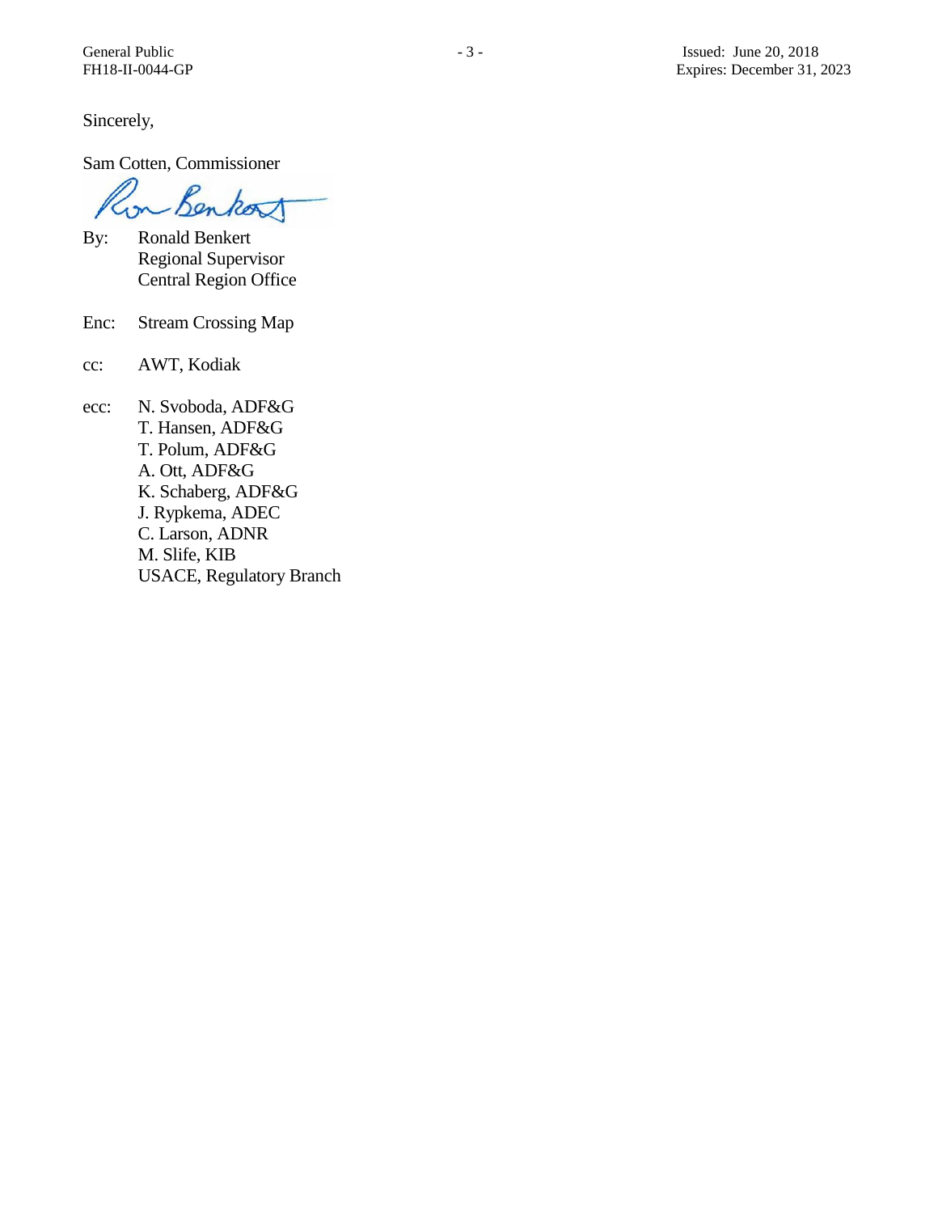Sincerely,

Sam Cotten, Commissioner

By: Ronald Benkert
Regional Supervisor
Central Region Office

Enc: Stream Crossing Map

cc: AWT, Kodiak

ecc: N. Svoboda, ADF&G
T. Hansen, ADF&G
T. Polum, ADF&G
A. Ott, ADF&G
K. Schaberg, ADF&G
J. Rypkema, ADEC
C. Larson, ADNR
M. Slife, KIB
USACE, Regulatory Branch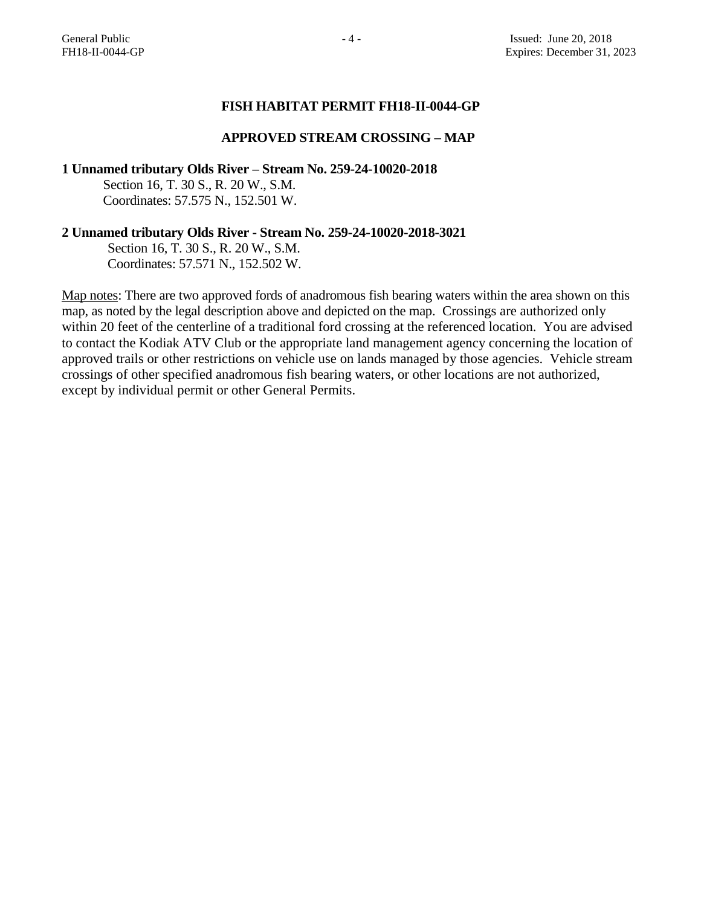## FISH HABITAT PERMIT FH18-II-0044-GP

## APPROVED STREAM CROSSING – MAP

**1 Unnamed tributary Olds River – Stream No. 259-24-10020-2018**

Section 16, T. 30 S., R. 20 W., S.M.
Coordinates: 57.575 N., 152.501 W.

**2 Unnamed tributary Olds River - Stream No. 259-24-10020-2018-3021**

Section 16, T. 30 S., R. 20 W., S.M.
Coordinates: 57.571 N., 152.502 W.

Map notes: There are two approved fords of anadromous fish bearing waters within the area shown on this map, as noted by the legal description above and depicted on the map. Crossings are authorized only within 20 feet of the centerline of a traditional ford crossing at the referenced location. You are advised to contact the Kodiak ATV Club or the appropriate land management agency concerning the location of approved trails or other restrictions on vehicle use on lands managed by those agencies. Vehicle stream crossings of other specified anadromous fish bearing waters, or other locations are not authorized, except by individual permit or other General Permits.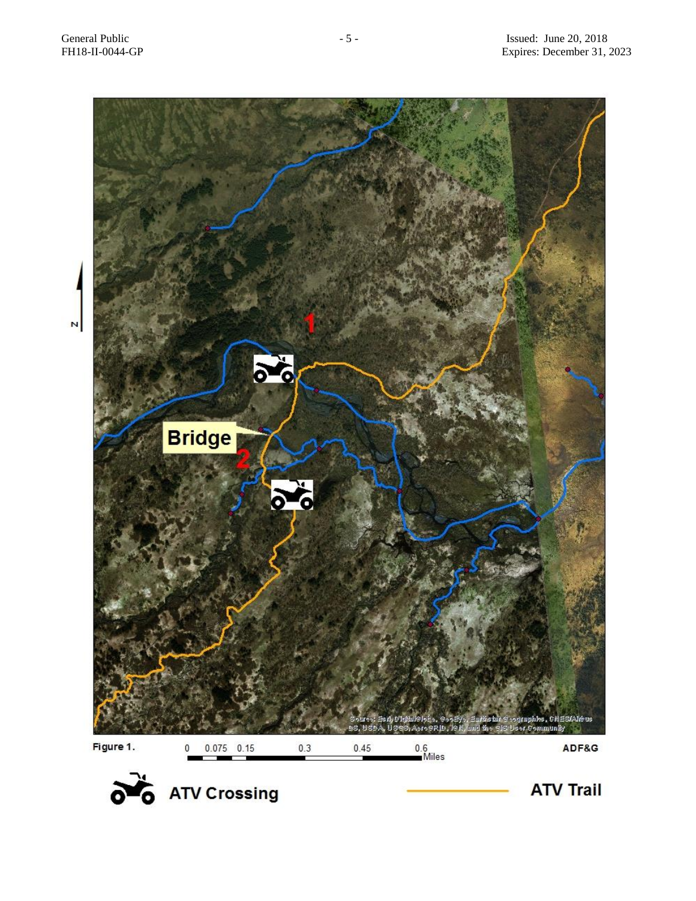Bridge

1

2

N

Source: Esri, DigitalGlobe, GeoEye, Earthstar Geographics, CNES/Airbus DS, USDA, USGS, AeroGRID, IGN, and the GIS User Community

Figure 1.

0 0.075 0.15 0.3 0.45 0.6 Miles

ADF&G

ATV Crossing

ATV Trail